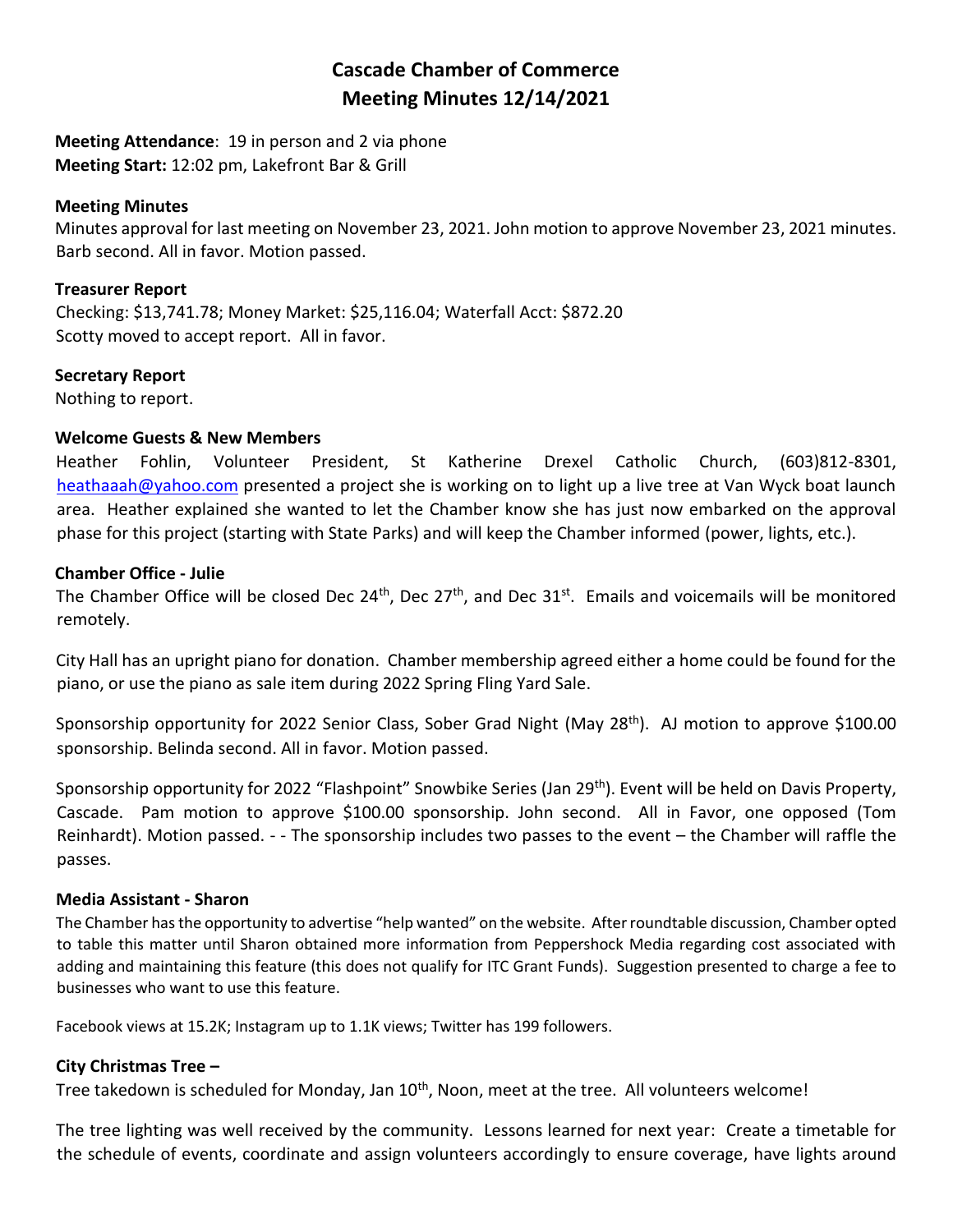# Cascade Chamber of Commerce
# Meeting Minutes 12/14/2021

**Meeting Attendance**: 19 in person and 2 via phone
**Meeting Start:** 12:02 pm, Lakefront Bar & Grill

### Meeting Minutes

Minutes approval for last meeting on November 23, 2021. John motion to approve November 23, 2021 minutes. Barb second. All in favor. Motion passed.

### Treasurer Report

Checking: $13,741.78; Money Market: $25,116.04; Waterfall Acct: $872.20
Scotty moved to accept report. All in favor.

### Secretary Report

Nothing to report.

### Welcome Guests & New Members

Heather Fohlin, Volunteer President, St Katherine Drexel Catholic Church, (603)812-8301, heathaaah@yahoo.com presented a project she is working on to light up a live tree at Van Wyck boat launch area. Heather explained she wanted to let the Chamber know she has just now embarked on the approval phase for this project (starting with State Parks) and will keep the Chamber informed (power, lights, etc.).

### Chamber Office - Julie

The Chamber Office will be closed Dec 24th, Dec 27th, and Dec 31st. Emails and voicemails will be monitored remotely.

City Hall has an upright piano for donation. Chamber membership agreed either a home could be found for the piano, or use the piano as sale item during 2022 Spring Fling Yard Sale.

Sponsorship opportunity for 2022 Senior Class, Sober Grad Night (May 28th). AJ motion to approve $100.00 sponsorship. Belinda second. All in favor. Motion passed.

Sponsorship opportunity for 2022 "Flashpoint" Snowbike Series (Jan 29th). Event will be held on Davis Property, Cascade. Pam motion to approve $100.00 sponsorship. John second. All in Favor, one opposed (Tom Reinhardt). Motion passed. - - The sponsorship includes two passes to the event – the Chamber will raffle the passes.

### Media Assistant - Sharon

The Chamber has the opportunity to advertise "help wanted" on the website. After roundtable discussion, Chamber opted to table this matter until Sharon obtained more information from Peppershock Media regarding cost associated with adding and maintaining this feature (this does not qualify for ITC Grant Funds). Suggestion presented to charge a fee to businesses who want to use this feature.

Facebook views at 15.2K; Instagram up to 1.1K views; Twitter has 199 followers.

### City Christmas Tree –

Tree takedown is scheduled for Monday, Jan 10th, Noon, meet at the tree. All volunteers welcome!

The tree lighting was well received by the community. Lessons learned for next year: Create a timetable for the schedule of events, coordinate and assign volunteers accordingly to ensure coverage, have lights around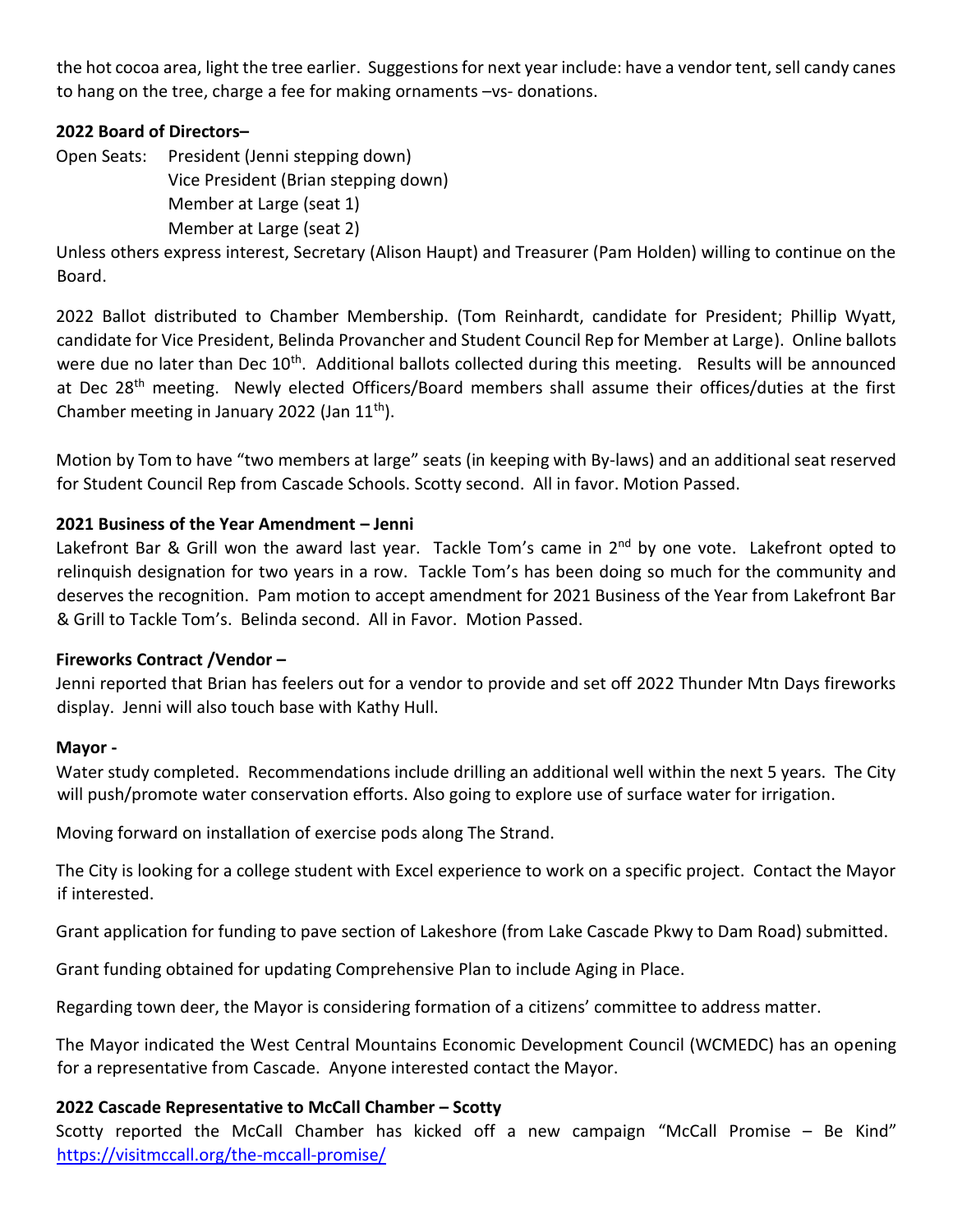the hot cocoa area, light the tree earlier. Suggestions for next year include: have a vendor tent, sell candy canes to hang on the tree, charge a fee for making ornaments –vs- donations.

**2022 Board of Directors–**

Open Seats: President (Jenni stepping down)
Vice President (Brian stepping down)
Member at Large (seat 1)
Member at Large (seat 2)

Unless others express interest, Secretary (Alison Haupt) and Treasurer (Pam Holden) willing to continue on the Board.

2022 Ballot distributed to Chamber Membership. (Tom Reinhardt, candidate for President; Phillip Wyatt, candidate for Vice President, Belinda Provancher and Student Council Rep for Member at Large). Online ballots were due no later than Dec 10th. Additional ballots collected during this meeting. Results will be announced at Dec 28th meeting. Newly elected Officers/Board members shall assume their offices/duties at the first Chamber meeting in January 2022 (Jan 11th).

Motion by Tom to have "two members at large" seats (in keeping with By-laws) and an additional seat reserved for Student Council Rep from Cascade Schools. Scotty second. All in favor. Motion Passed.

**2021 Business of the Year Amendment – Jenni**

Lakefront Bar & Grill won the award last year. Tackle Tom's came in 2nd by one vote. Lakefront opted to relinquish designation for two years in a row. Tackle Tom's has been doing so much for the community and deserves the recognition. Pam motion to accept amendment for 2021 Business of the Year from Lakefront Bar & Grill to Tackle Tom's. Belinda second. All in Favor. Motion Passed.

**Fireworks Contract /Vendor –**

Jenni reported that Brian has feelers out for a vendor to provide and set off 2022 Thunder Mtn Days fireworks display. Jenni will also touch base with Kathy Hull.

**Mayor -**

Water study completed. Recommendations include drilling an additional well within the next 5 years. The City will push/promote water conservation efforts. Also going to explore use of surface water for irrigation.

Moving forward on installation of exercise pods along The Strand.

The City is looking for a college student with Excel experience to work on a specific project. Contact the Mayor if interested.

Grant application for funding to pave section of Lakeshore (from Lake Cascade Pkwy to Dam Road) submitted.

Grant funding obtained for updating Comprehensive Plan to include Aging in Place.

Regarding town deer, the Mayor is considering formation of a citizens' committee to address matter.

The Mayor indicated the West Central Mountains Economic Development Council (WCMEDC) has an opening for a representative from Cascade. Anyone interested contact the Mayor.

**2022 Cascade Representative to McCall Chamber – Scotty**

Scotty reported the McCall Chamber has kicked off a new campaign "McCall Promise – Be Kind" https://visitmccall.org/the-mccall-promise/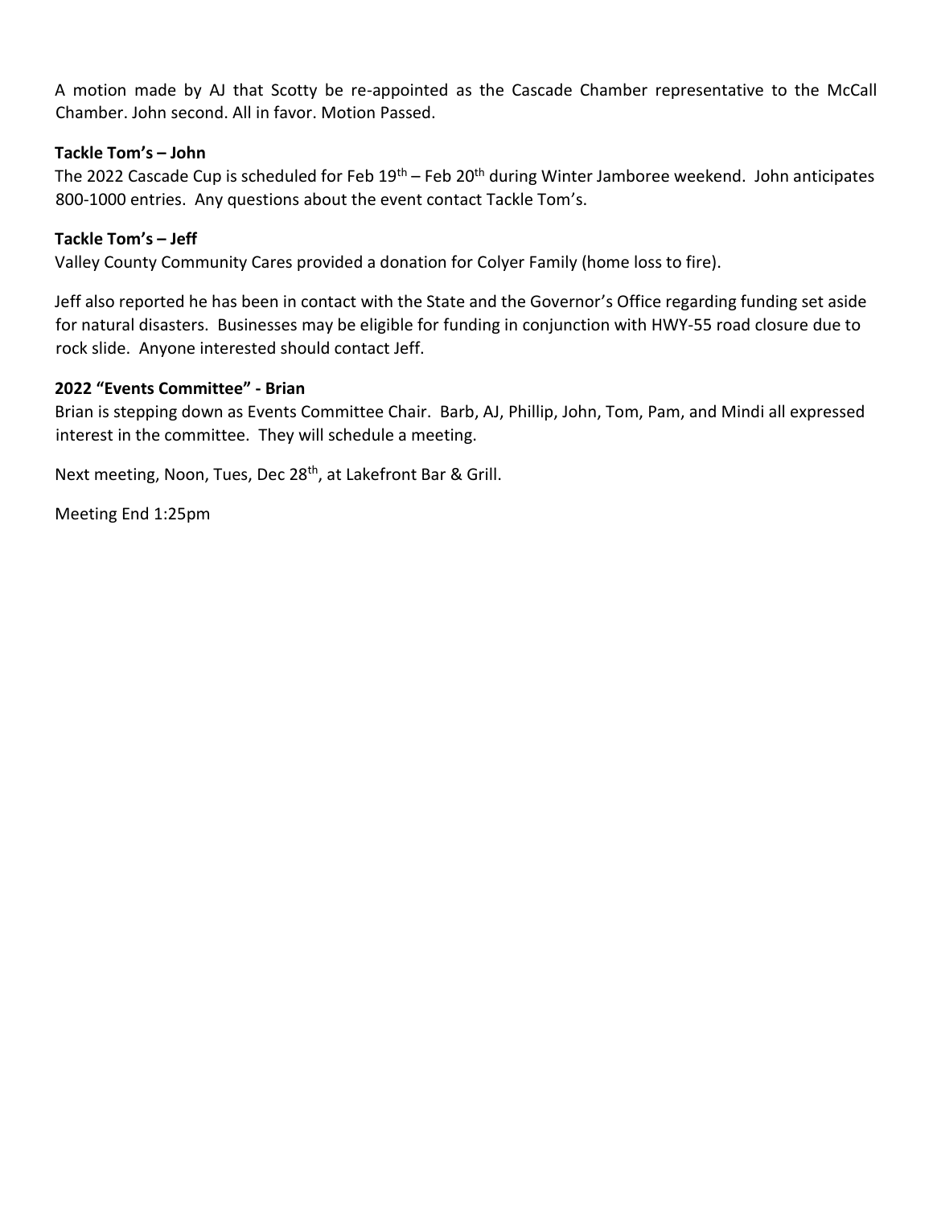A motion made by AJ that Scotty be re-appointed as the Cascade Chamber representative to the McCall Chamber. John second. All in favor. Motion Passed.

**Tackle Tom's – John**

The 2022 Cascade Cup is scheduled for Feb 19th – Feb 20th during Winter Jamboree weekend. John anticipates 800-1000 entries. Any questions about the event contact Tackle Tom's.

**Tackle Tom's – Jeff**

Valley County Community Cares provided a donation for Colyer Family (home loss to fire).

Jeff also reported he has been in contact with the State and the Governor's Office regarding funding set aside for natural disasters. Businesses may be eligible for funding in conjunction with HWY-55 road closure due to rock slide. Anyone interested should contact Jeff.

**2022 "Events Committee" - Brian**

Brian is stepping down as Events Committee Chair. Barb, AJ, Phillip, John, Tom, Pam, and Mindi all expressed interest in the committee. They will schedule a meeting.

Next meeting, Noon, Tues, Dec 28th, at Lakefront Bar & Grill.

Meeting End 1:25pm